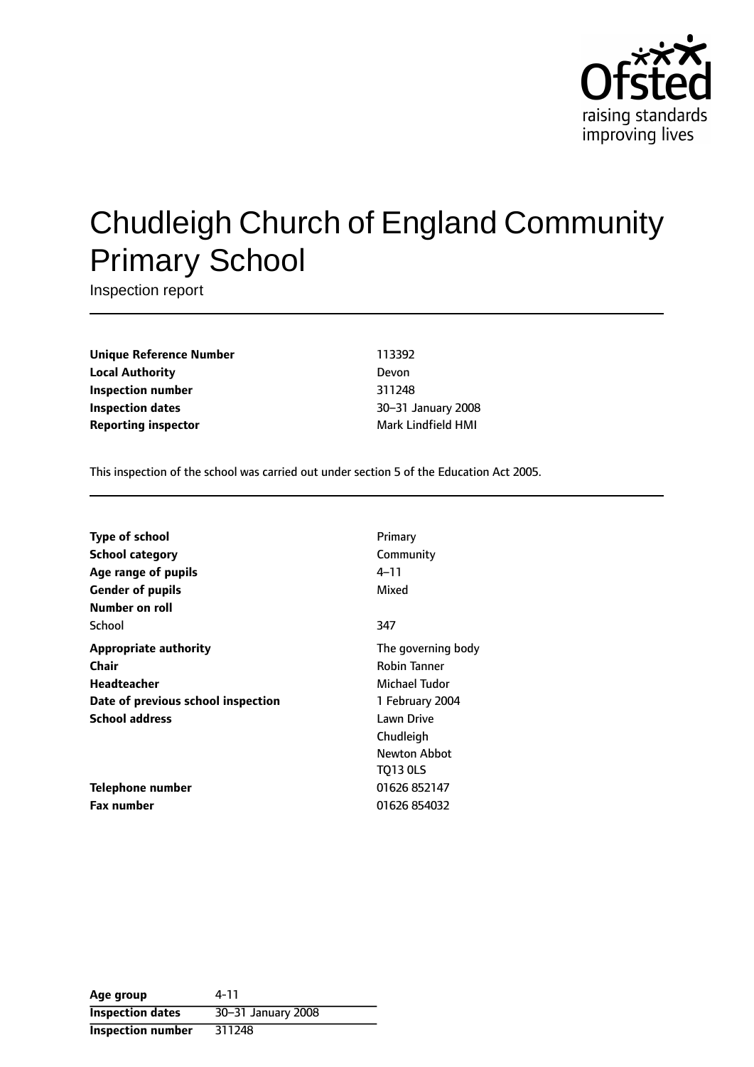Ofsted
raising standards
improving lives

# Chudleigh Church of England Community Primary School

Inspection report

| | |
|---|---|
| **Unique Reference Number** | 113392 |
| **Local Authority** | Devon |
| **Inspection number** | 311248 |
| **Inspection dates** | 30–31 January 2008 |
| **Reporting inspector** | Mark Lindfield HMI |

This inspection of the school was carried out under section 5 of the Education Act 2005.

| | |
|---|---|
| **Type of school** | Primary |
| **School category** | Community |
| **Age range of pupils** | 4–11 |
| **Gender of pupils** | Mixed |
| **Number on roll** | |
| School | 347 |
| **Appropriate authority** | The governing body |
| **Chair** | Robin Tanner |
| **Headteacher** | Michael Tudor |
| **Date of previous school inspection** | 1 February 2004 |
| **School address** | Lawn Drive<br>Chudleigh<br>Newton Abbot<br>TQ13 0LS |
| **Telephone number** | 01626 852147 |
| **Fax number** | 01626 854032 |

| | |
|---|---|
| **Age group** | 4-11 |
| **Inspection dates** | 30–31 January 2008 |
| **Inspection number** | 311248 |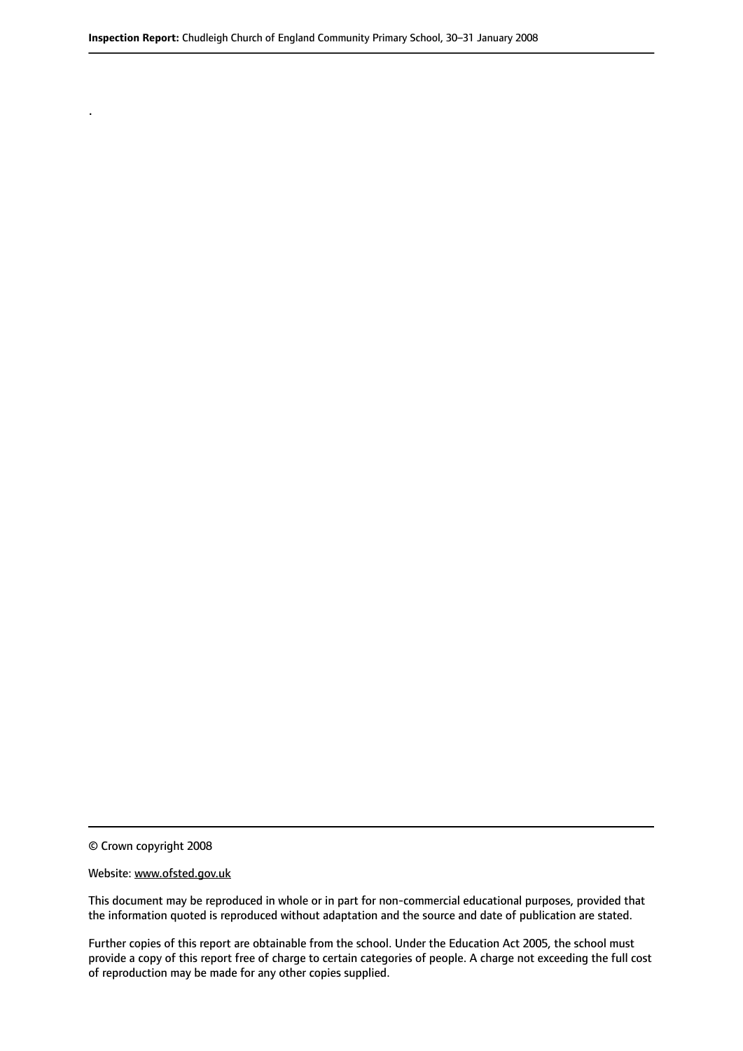.

© Crown copyright 2008

Website: www.ofsted.gov.uk

This document may be reproduced in whole or in part for non-commercial educational purposes, provided that the information quoted is reproduced without adaptation and the source and date of publication are stated.

Further copies of this report are obtainable from the school. Under the Education Act 2005, the school must provide a copy of this report free of charge to certain categories of people. A charge not exceeding the full cost of reproduction may be made for any other copies supplied.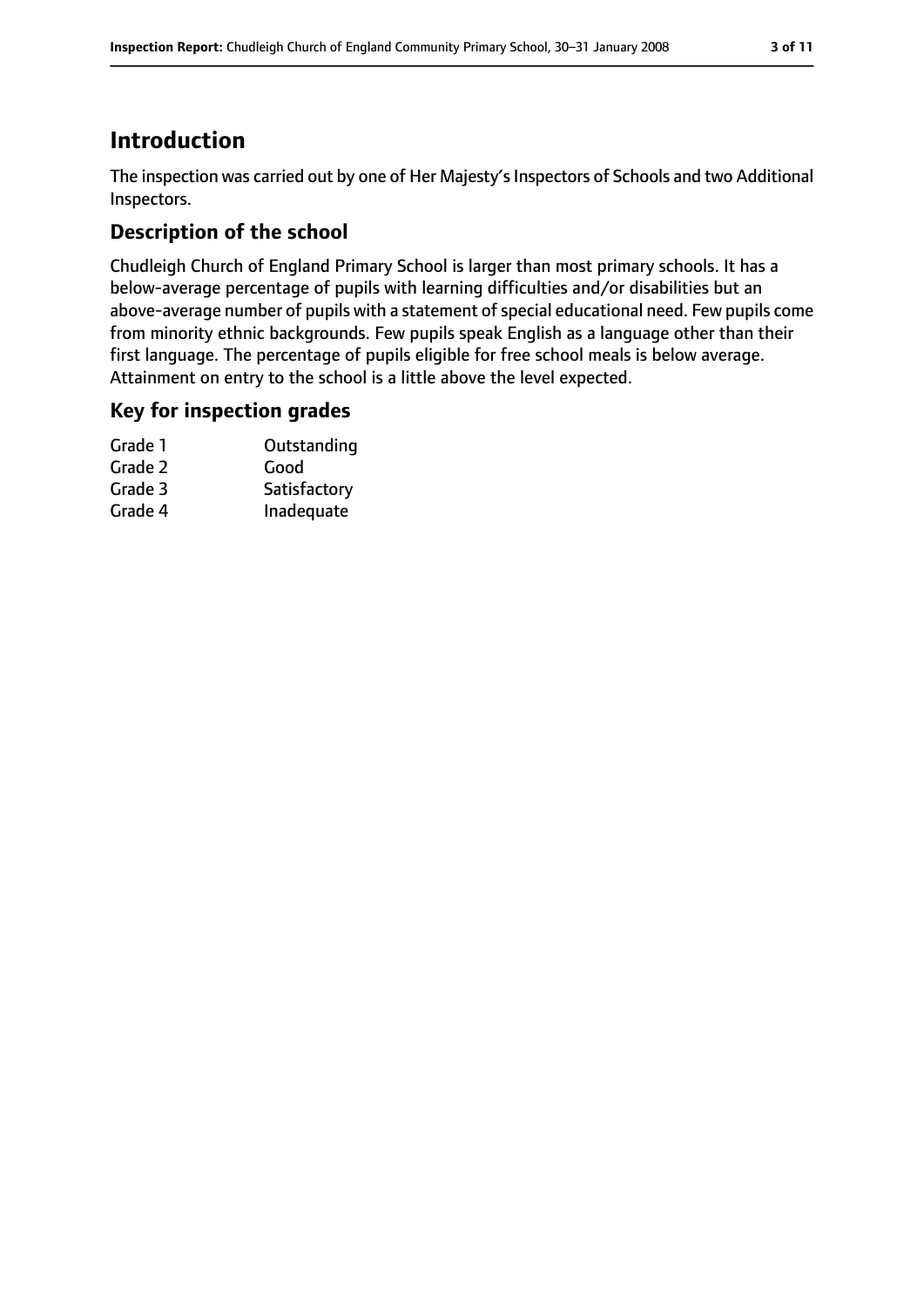# Introduction

The inspection was carried out by one of Her Majesty's Inspectors of Schools and two Additional Inspectors.

## Description of the school

Chudleigh Church of England Primary School is larger than most primary schools. It has a below-average percentage of pupils with learning difficulties and/or disabilities but an above-average number of pupils with a statement of special educational need. Few pupils come from minority ethnic backgrounds. Few pupils speak English as a language other than their first language. The percentage of pupils eligible for free school meals is below average. Attainment on entry to the school is a little above the level expected.

## Key for inspection grades

| | |
|---|---|
| Grade 1 | Outstanding |
| Grade 2 | Good |
| Grade 3 | Satisfactory |
| Grade 4 | Inadequate |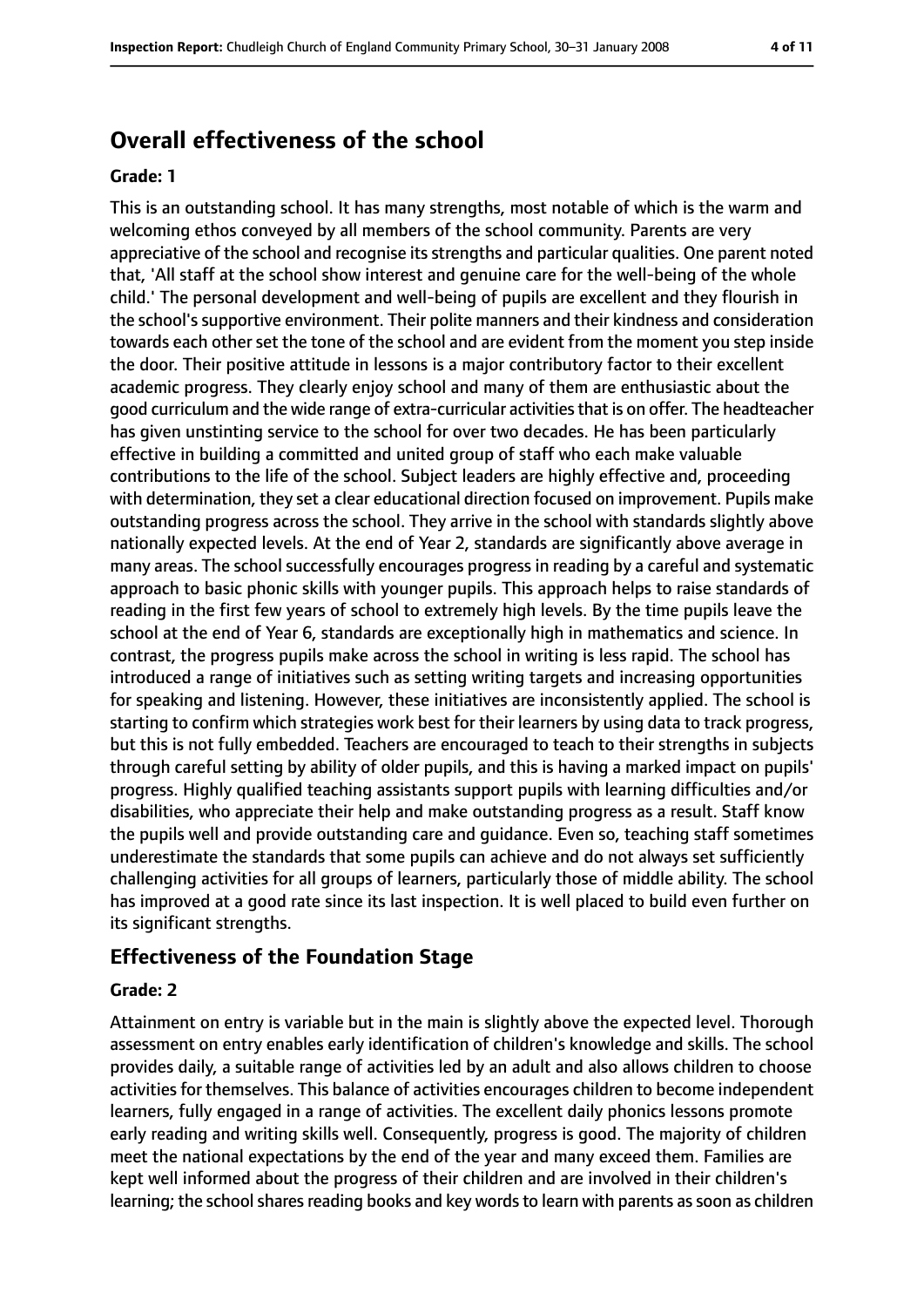## Overall effectiveness of the school

**Grade: 1**

This is an outstanding school. It has many strengths, most notable of which is the warm and welcoming ethos conveyed by all members of the school community. Parents are very appreciative of the school and recognise its strengths and particular qualities. One parent noted that, 'All staff at the school show interest and genuine care for the well-being of the whole child.' The personal development and well-being of pupils are excellent and they flourish in the school's supportive environment. Their polite manners and their kindness and consideration towards each other set the tone of the school and are evident from the moment you step inside the door. Their positive attitude in lessons is a major contributory factor to their excellent academic progress. They clearly enjoy school and many of them are enthusiastic about the good curriculum and the wide range of extra-curricular activities that is on offer. The headteacher has given unstinting service to the school for over two decades. He has been particularly effective in building a committed and united group of staff who each make valuable contributions to the life of the school. Subject leaders are highly effective and, proceeding with determination, they set a clear educational direction focused on improvement. Pupils make outstanding progress across the school. They arrive in the school with standards slightly above nationally expected levels. At the end of Year 2, standards are significantly above average in many areas. The school successfully encourages progress in reading by a careful and systematic approach to basic phonic skills with younger pupils. This approach helps to raise standards of reading in the first few years of school to extremely high levels. By the time pupils leave the school at the end of Year 6, standards are exceptionally high in mathematics and science. In contrast, the progress pupils make across the school in writing is less rapid. The school has introduced a range of initiatives such as setting writing targets and increasing opportunities for speaking and listening. However, these initiatives are inconsistently applied. The school is starting to confirm which strategies work best for their learners by using data to track progress, but this is not fully embedded. Teachers are encouraged to teach to their strengths in subjects through careful setting by ability of older pupils, and this is having a marked impact on pupils' progress. Highly qualified teaching assistants support pupils with learning difficulties and/or disabilities, who appreciate their help and make outstanding progress as a result. Staff know the pupils well and provide outstanding care and guidance. Even so, teaching staff sometimes underestimate the standards that some pupils can achieve and do not always set sufficiently challenging activities for all groups of learners, particularly those of middle ability. The school has improved at a good rate since its last inspection. It is well placed to build even further on its significant strengths.

## Effectiveness of the Foundation Stage

**Grade: 2**

Attainment on entry is variable but in the main is slightly above the expected level. Thorough assessment on entry enables early identification of children's knowledge and skills. The school provides daily, a suitable range of activities led by an adult and also allows children to choose activities for themselves. This balance of activities encourages children to become independent learners, fully engaged in a range of activities. The excellent daily phonics lessons promote early reading and writing skills well. Consequently, progress is good. The majority of children meet the national expectations by the end of the year and many exceed them. Families are kept well informed about the progress of their children and are involved in their children's learning; the school shares reading books and key words to learn with parents as soon as children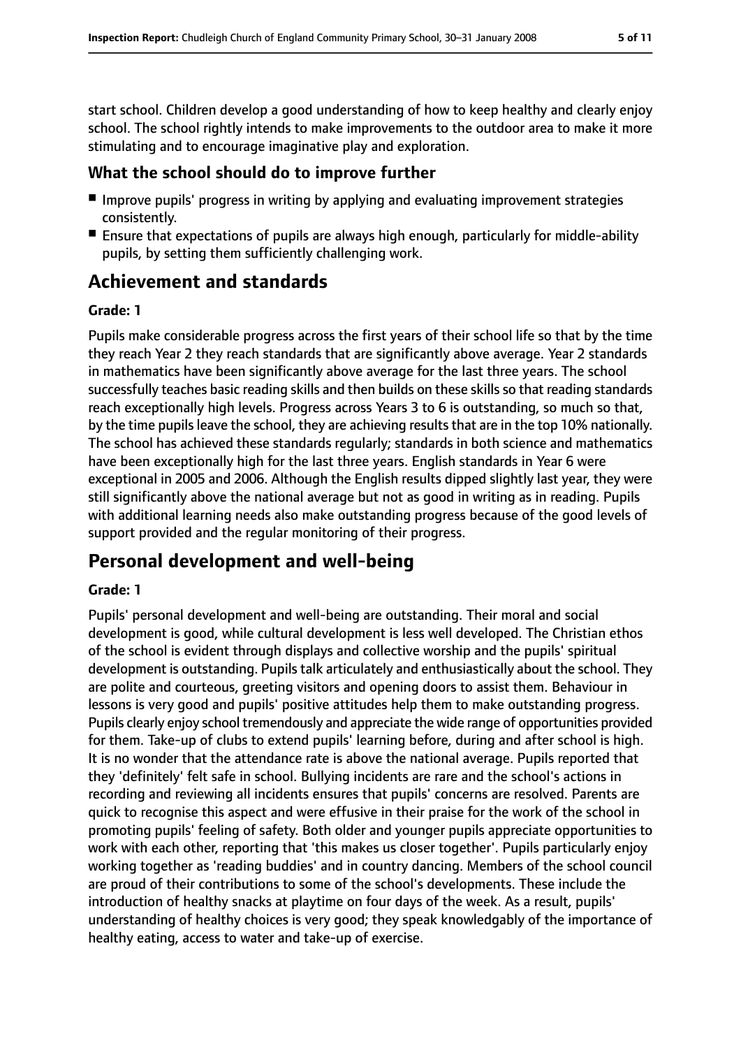start school. Children develop a good understanding of how to keep healthy and clearly enjoy school. The school rightly intends to make improvements to the outdoor area to make it more stimulating and to encourage imaginative play and exploration.

### What the school should do to improve further

- Improve pupils' progress in writing by applying and evaluating improvement strategies consistently.
- Ensure that expectations of pupils are always high enough, particularly for middle-ability pupils, by setting them sufficiently challenging work.

## Achievement and standards

**Grade: 1**

Pupils make considerable progress across the first years of their school life so that by the time they reach Year 2 they reach standards that are significantly above average. Year 2 standards in mathematics have been significantly above average for the last three years. The school successfully teaches basic reading skills and then builds on these skills so that reading standards reach exceptionally high levels. Progress across Years 3 to 6 is outstanding, so much so that, by the time pupils leave the school, they are achieving results that are in the top 10% nationally. The school has achieved these standards regularly; standards in both science and mathematics have been exceptionally high for the last three years. English standards in Year 6 were exceptional in 2005 and 2006. Although the English results dipped slightly last year, they were still significantly above the national average but not as good in writing as in reading. Pupils with additional learning needs also make outstanding progress because of the good levels of support provided and the regular monitoring of their progress.

## Personal development and well-being

**Grade: 1**

Pupils' personal development and well-being are outstanding. Their moral and social development is good, while cultural development is less well developed. The Christian ethos of the school is evident through displays and collective worship and the pupils' spiritual development is outstanding. Pupils talk articulately and enthusiastically about the school. They are polite and courteous, greeting visitors and opening doors to assist them. Behaviour in lessons is very good and pupils' positive attitudes help them to make outstanding progress. Pupils clearly enjoy school tremendously and appreciate the wide range of opportunities provided for them. Take-up of clubs to extend pupils' learning before, during and after school is high. It is no wonder that the attendance rate is above the national average. Pupils reported that they 'definitely' felt safe in school. Bullying incidents are rare and the school's actions in recording and reviewing all incidents ensures that pupils' concerns are resolved. Parents are quick to recognise this aspect and were effusive in their praise for the work of the school in promoting pupils' feeling of safety. Both older and younger pupils appreciate opportunities to work with each other, reporting that 'this makes us closer together'. Pupils particularly enjoy working together as 'reading buddies' and in country dancing. Members of the school council are proud of their contributions to some of the school's developments. These include the introduction of healthy snacks at playtime on four days of the week. As a result, pupils' understanding of healthy choices is very good; they speak knowledgably of the importance of healthy eating, access to water and take-up of exercise.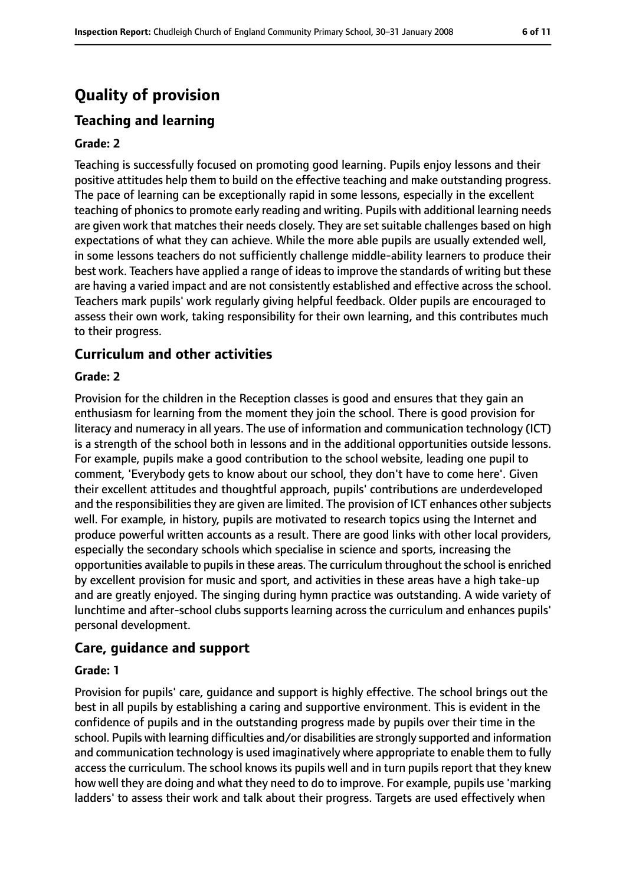# Quality of provision

## Teaching and learning

### Grade: 2

Teaching is successfully focused on promoting good learning. Pupils enjoy lessons and their positive attitudes help them to build on the effective teaching and make outstanding progress. The pace of learning can be exceptionally rapid in some lessons, especially in the excellent teaching of phonics to promote early reading and writing. Pupils with additional learning needs are given work that matches their needs closely. They are set suitable challenges based on high expectations of what they can achieve. While the more able pupils are usually extended well, in some lessons teachers do not sufficiently challenge middle-ability learners to produce their best work. Teachers have applied a range of ideas to improve the standards of writing but these are having a varied impact and are not consistently established and effective across the school. Teachers mark pupils' work regularly giving helpful feedback. Older pupils are encouraged to assess their own work, taking responsibility for their own learning, and this contributes much to their progress.

## Curriculum and other activities

### Grade: 2

Provision for the children in the Reception classes is good and ensures that they gain an enthusiasm for learning from the moment they join the school. There is good provision for literacy and numeracy in all years. The use of information and communication technology (ICT) is a strength of the school both in lessons and in the additional opportunities outside lessons. For example, pupils make a good contribution to the school website, leading one pupil to comment, 'Everybody gets to know about our school, they don't have to come here'. Given their excellent attitudes and thoughtful approach, pupils' contributions are underdeveloped and the responsibilities they are given are limited. The provision of ICT enhances other subjects well. For example, in history, pupils are motivated to research topics using the Internet and produce powerful written accounts as a result. There are good links with other local providers, especially the secondary schools which specialise in science and sports, increasing the opportunities available to pupils in these areas. The curriculum throughout the school is enriched by excellent provision for music and sport, and activities in these areas have a high take-up and are greatly enjoyed. The singing during hymn practice was outstanding. A wide variety of lunchtime and after-school clubs supports learning across the curriculum and enhances pupils' personal development.

## Care, guidance and support

### Grade: 1

Provision for pupils' care, guidance and support is highly effective. The school brings out the best in all pupils by establishing a caring and supportive environment. This is evident in the confidence of pupils and in the outstanding progress made by pupils over their time in the school. Pupils with learning difficulties and/or disabilities are strongly supported and information and communication technology is used imaginatively where appropriate to enable them to fully access the curriculum. The school knows its pupils well and in turn pupils report that they knew how well they are doing and what they need to do to improve. For example, pupils use 'marking ladders' to assess their work and talk about their progress. Targets are used effectively when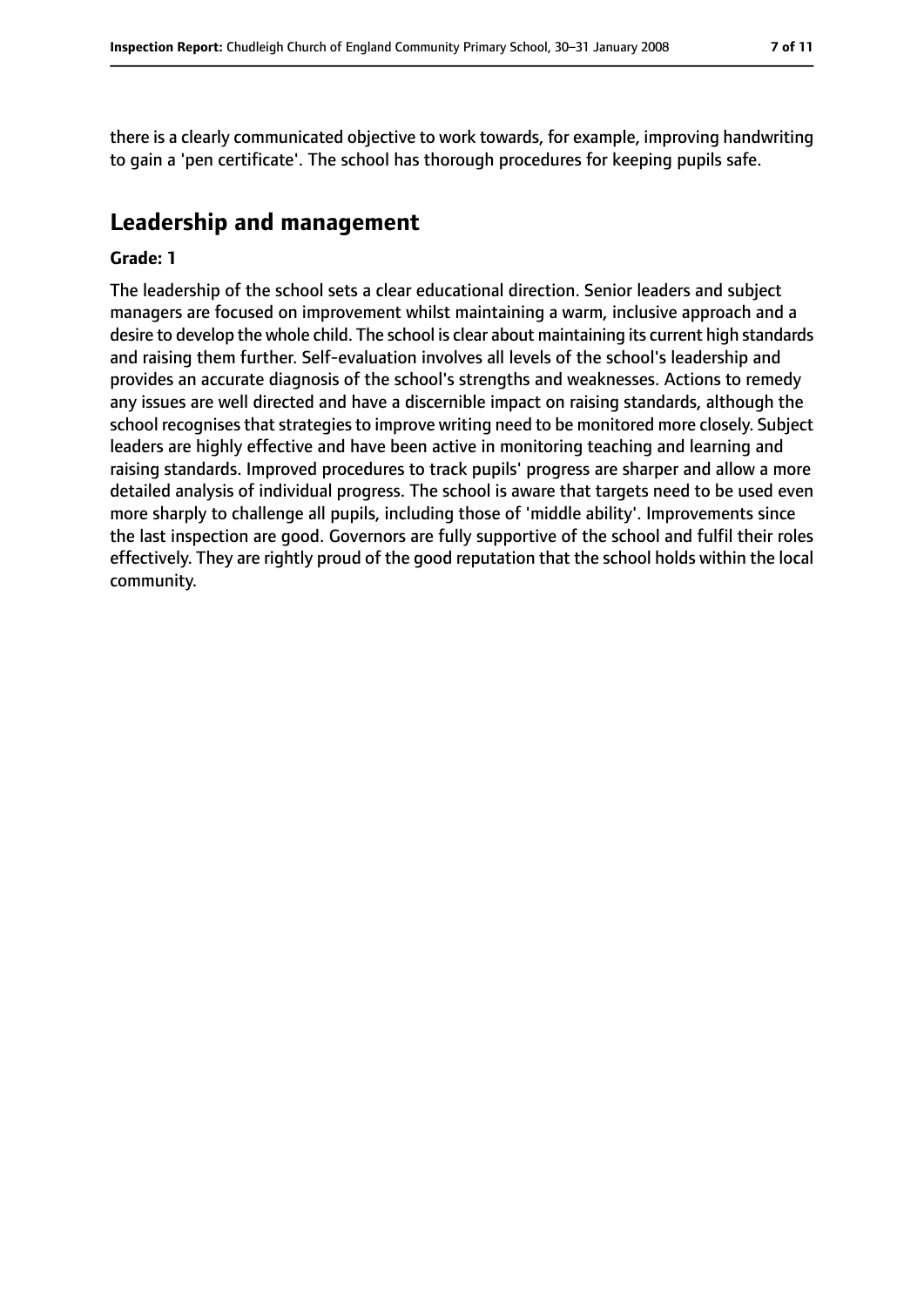there is a clearly communicated objective to work towards, for example, improving handwriting to gain a 'pen certificate'. The school has thorough procedures for keeping pupils safe.

## Leadership and management

**Grade: 1**

The leadership of the school sets a clear educational direction. Senior leaders and subject managers are focused on improvement whilst maintaining a warm, inclusive approach and a desire to develop the whole child. The school is clear about maintaining its current high standards and raising them further. Self-evaluation involves all levels of the school's leadership and provides an accurate diagnosis of the school's strengths and weaknesses. Actions to remedy any issues are well directed and have a discernible impact on raising standards, although the school recognises that strategies to improve writing need to be monitored more closely. Subject leaders are highly effective and have been active in monitoring teaching and learning and raising standards. Improved procedures to track pupils' progress are sharper and allow a more detailed analysis of individual progress. The school is aware that targets need to be used even more sharply to challenge all pupils, including those of 'middle ability'. Improvements since the last inspection are good. Governors are fully supportive of the school and fulfil their roles effectively. They are rightly proud of the good reputation that the school holds within the local community.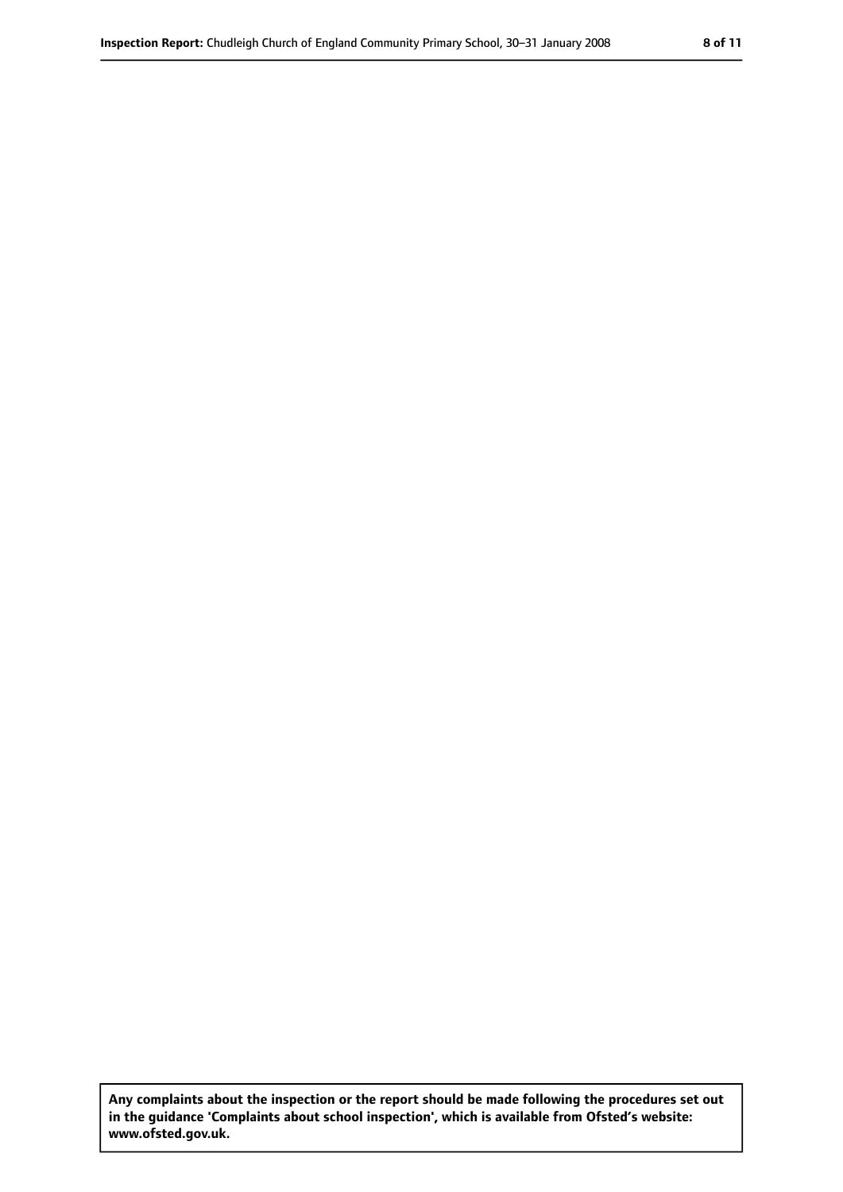**Any complaints about the inspection or the report should be made following the procedures set out in the guidance 'Complaints about school inspection', which is available from Ofsted's website: www.ofsted.gov.uk.**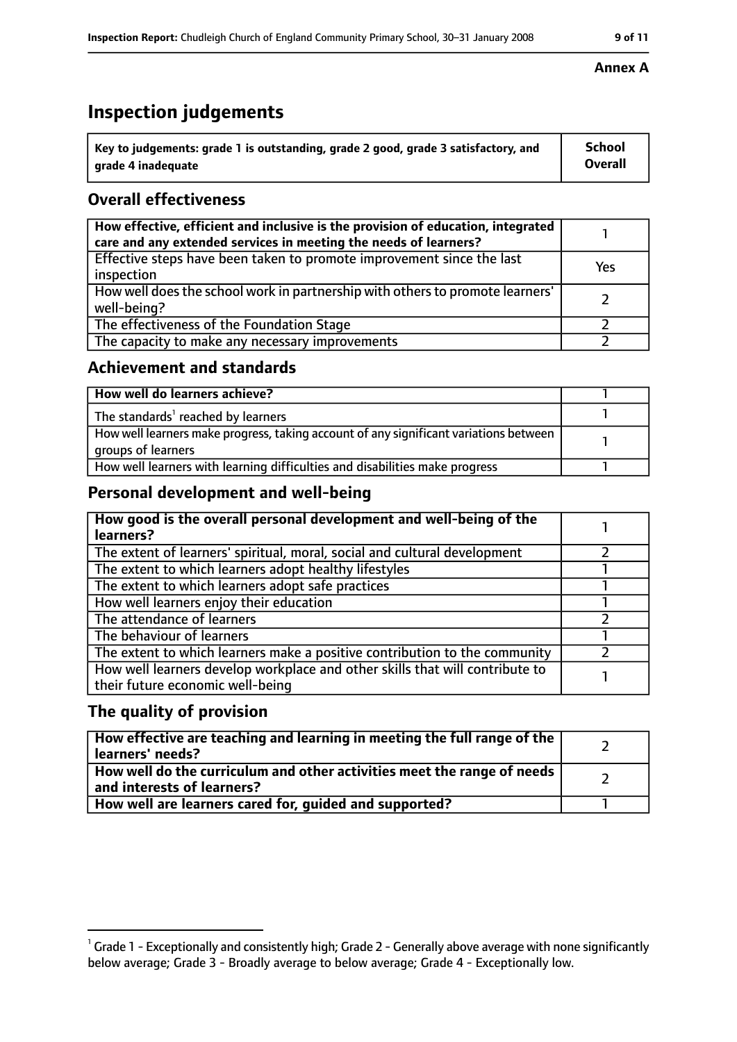**Annex A**

# Inspection judgements

| Key to judgements: grade 1 is outstanding, grade 2 good, grade 3 satisfactory, and grade 4 inadequate | School Overall |
|---|---|

## Overall effectiveness

| | |
|---|---|
| How effective, efficient and inclusive is the provision of education, integrated care and any extended services in meeting the needs of learners? | 1 |
| Effective steps have been taken to promote improvement since the last inspection | Yes |
| How well does the school work in partnership with others to promote learners' well-being? | 2 |
| The effectiveness of the Foundation Stage | 2 |
| The capacity to make any necessary improvements | 2 |

## Achievement and standards

| | |
|---|---|
| How well do learners achieve? | 1 |
| The standards[1] reached by learners | 1 |
| How well learners make progress, taking account of any significant variations between groups of learners | 1 |
| How well learners with learning difficulties and disabilities make progress | 1 |

## Personal development and well-being

| | |
|---|---|
| How good is the overall personal development and well-being of the learners? | 1 |
| The extent of learners' spiritual, moral, social and cultural development | 2 |
| The extent to which learners adopt healthy lifestyles | 1 |
| The extent to which learners adopt safe practices | 1 |
| How well learners enjoy their education | 1 |
| The attendance of learners | 2 |
| The behaviour of learners | 1 |
| The extent to which learners make a positive contribution to the community | 2 |
| How well learners develop workplace and other skills that will contribute to their future economic well-being | 1 |

## The quality of provision

| | |
|---|---|
| How effective are teaching and learning in meeting the full range of the learners' needs? | 2 |
| How well do the curriculum and other activities meet the range of needs and interests of learners? | 2 |
| How well are learners cared for, guided and supported? | 1 |

[1] Grade 1 - Exceptionally and consistently high; Grade 2 - Generally above average with none significantly below average; Grade 3 - Broadly average to below average; Grade 4 - Exceptionally low.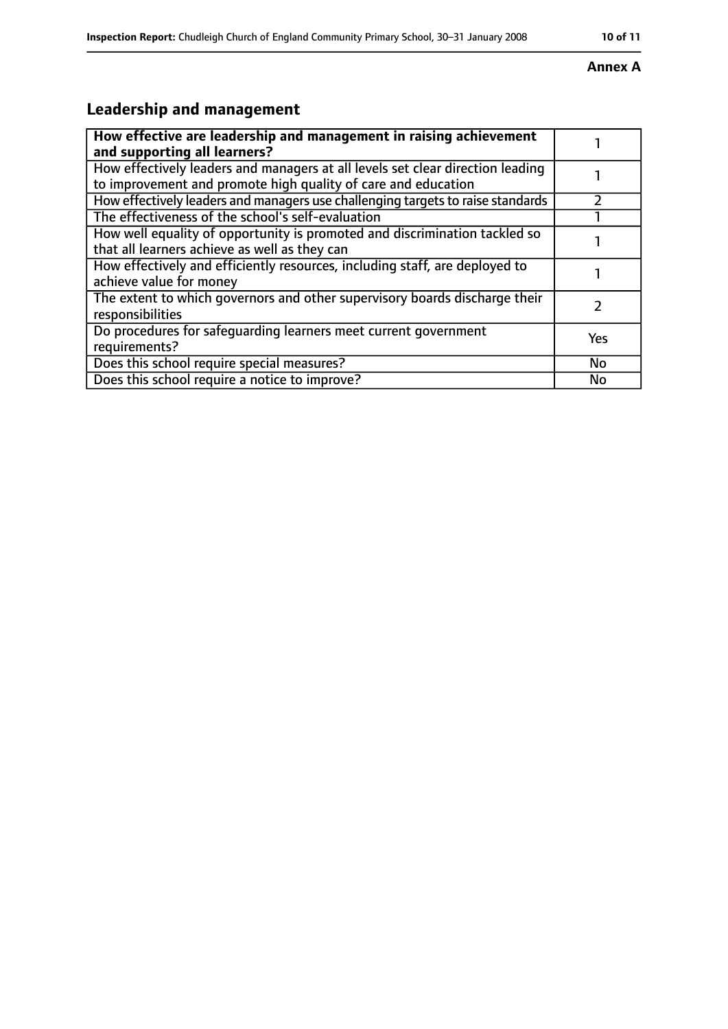**Annex A**

## Leadership and management

| How effective are leadership and management in raising achievement and supporting all learners? | 1 |
|---|---|
| How effectively leaders and managers at all levels set clear direction leading to improvement and promote high quality of care and education | 1 |
| How effectively leaders and managers use challenging targets to raise standards | 2 |
| The effectiveness of the school's self-evaluation | 1 |
| How well equality of opportunity is promoted and discrimination tackled so that all learners achieve as well as they can | 1 |
| How effectively and efficiently resources, including staff, are deployed to achieve value for money | 1 |
| The extent to which governors and other supervisory boards discharge their responsibilities | 2 |
| Do procedures for safeguarding learners meet current government requirements? | Yes |
| Does this school require special measures? | No |
| Does this school require a notice to improve? | No |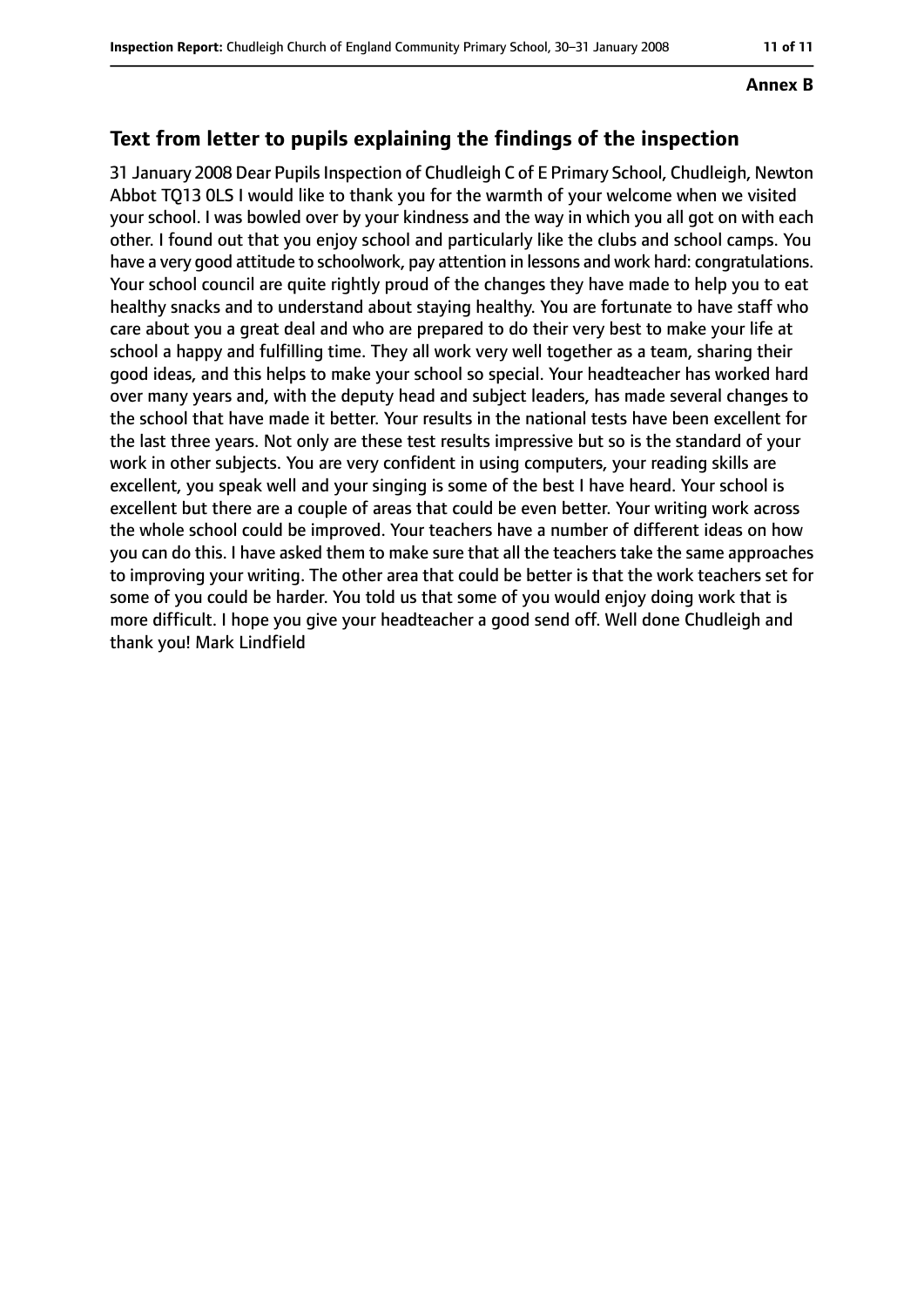**Annex B**

## Text from letter to pupils explaining the findings of the inspection

31 January 2008 Dear Pupils Inspection of Chudleigh C of E Primary School, Chudleigh, Newton Abbot TQ13 0LS I would like to thank you for the warmth of your welcome when we visited your school. I was bowled over by your kindness and the way in which you all got on with each other. I found out that you enjoy school and particularly like the clubs and school camps. You have a very good attitude to schoolwork, pay attention in lessons and work hard: congratulations. Your school council are quite rightly proud of the changes they have made to help you to eat healthy snacks and to understand about staying healthy. You are fortunate to have staff who care about you a great deal and who are prepared to do their very best to make your life at school a happy and fulfilling time. They all work very well together as a team, sharing their good ideas, and this helps to make your school so special. Your headteacher has worked hard over many years and, with the deputy head and subject leaders, has made several changes to the school that have made it better. Your results in the national tests have been excellent for the last three years. Not only are these test results impressive but so is the standard of your work in other subjects. You are very confident in using computers, your reading skills are excellent, you speak well and your singing is some of the best I have heard. Your school is excellent but there are a couple of areas that could be even better. Your writing work across the whole school could be improved. Your teachers have a number of different ideas on how you can do this. I have asked them to make sure that all the teachers take the same approaches to improving your writing. The other area that could be better is that the work teachers set for some of you could be harder. You told us that some of you would enjoy doing work that is more difficult. I hope you give your headteacher a good send off. Well done Chudleigh and thank you! Mark Lindfield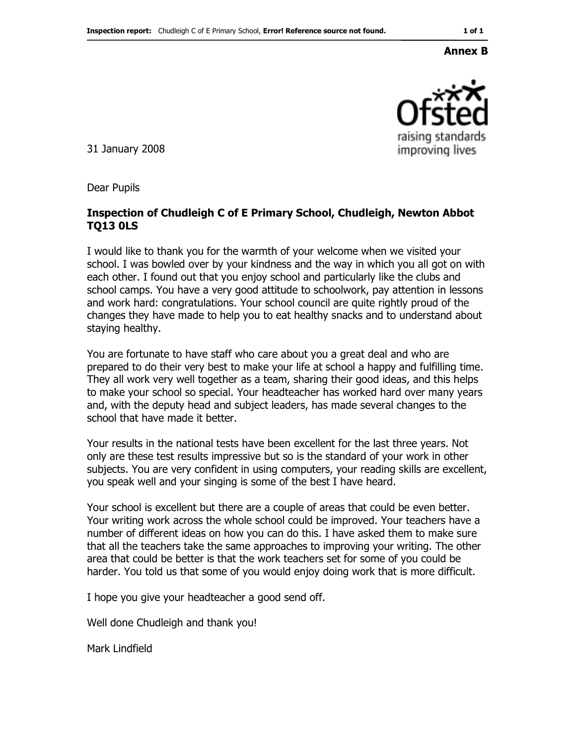**Annex B**

31 January 2008

Dear Pupils

**Inspection of Chudleigh C of E Primary School, Chudleigh, Newton Abbot TQ13 0LS**

I would like to thank you for the warmth of your welcome when we visited your school. I was bowled over by your kindness and the way in which you all got on with each other. I found out that you enjoy school and particularly like the clubs and school camps. You have a very good attitude to schoolwork, pay attention in lessons and work hard: congratulations. Your school council are quite rightly proud of the changes they have made to help you to eat healthy snacks and to understand about staying healthy.

You are fortunate to have staff who care about you a great deal and who are prepared to do their very best to make your life at school a happy and fulfilling time. They all work very well together as a team, sharing their good ideas, and this helps to make your school so special. Your headteacher has worked hard over many years and, with the deputy head and subject leaders, has made several changes to the school that have made it better.

Your results in the national tests have been excellent for the last three years. Not only are these test results impressive but so is the standard of your work in other subjects. You are very confident in using computers, your reading skills are excellent, you speak well and your singing is some of the best I have heard.

Your school is excellent but there are a couple of areas that could be even better. Your writing work across the whole school could be improved. Your teachers have a number of different ideas on how you can do this. I have asked them to make sure that all the teachers take the same approaches to improving your writing. The other area that could be better is that the work teachers set for some of you could be harder. You told us that some of you would enjoy doing work that is more difficult.

I hope you give your headteacher a good send off.

Well done Chudleigh and thank you!

Mark Lindfield